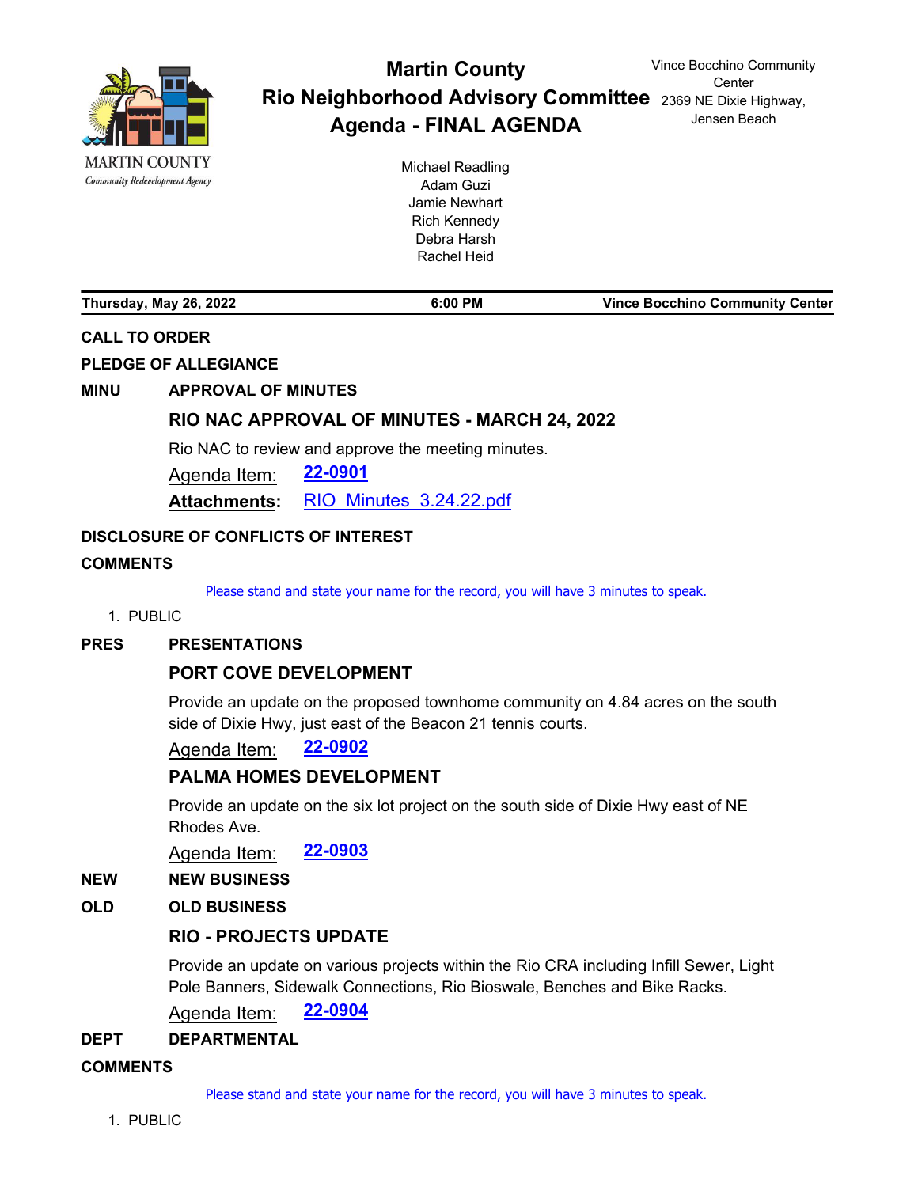MARTIN COUNTY
*Community Redevelopment Agency*

# Martin County
# Rio Neighborhood Advisory Committee
# Agenda - FINAL AGENDA

Vince Bocchino Community Center
2369 NE Dixie Highway,
Jensen Beach

Michael Readling
Adam Guzi
Jamie Newhart
Rich Kennedy
Debra Harsh
Rachel Heid

**Thursday, May 26, 2022** | **6:00 PM** | **Vince Bocchino Community Center**

**CALL TO ORDER**

**PLEDGE OF ALLEGIANCE**

**MINU** **APPROVAL OF MINUTES**

### RIO NAC APPROVAL OF MINUTES - MARCH 24, 2022

Rio NAC to review and approve the meeting minutes.

Agenda Item: **22-0901**

**Attachments:** RIO_Minutes_3.24.22.pdf

**DISCLOSURE OF CONFLICTS OF INTEREST**

**COMMENTS**

Please stand and state your name for the record, you will have 3 minutes to speak.

1. PUBLIC

**PRES** **PRESENTATIONS**

### PORT COVE DEVELOPMENT

Provide an update on the proposed townhome community on 4.84 acres on the south side of Dixie Hwy, just east of the Beacon 21 tennis courts.

Agenda Item: **22-0902**

### PALMA HOMES DEVELOPMENT

Provide an update on the six lot project on the south side of Dixie Hwy east of NE Rhodes Ave.

Agenda Item: **22-0903**

**NEW** **NEW BUSINESS**

**OLD** **OLD BUSINESS**

### RIO - PROJECTS UPDATE

Provide an update on various projects within the Rio CRA including Infill Sewer, Light Pole Banners, Sidewalk Connections, Rio Bioswale, Benches and Bike Racks.

Agenda Item: **22-0904**

**DEPT** **DEPARTMENTAL**

**COMMENTS**

Please stand and state your name for the record, you will have 3 minutes to speak.

1. PUBLIC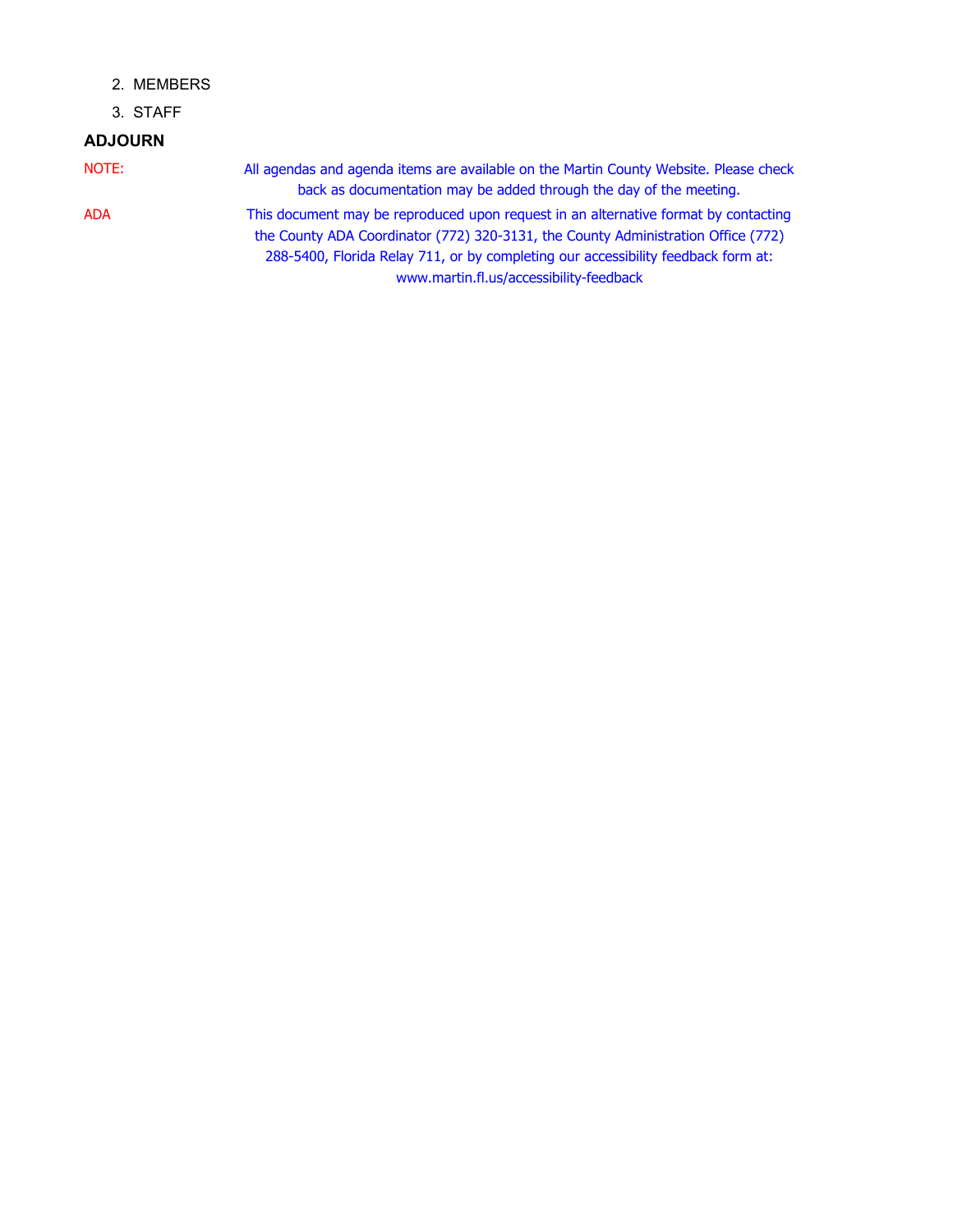2. MEMBERS
3. STAFF

## ADJOURN

| | |
|---|---|
| NOTE: | All agendas and agenda items are available on the Martin County Website. Please check back as documentation may be added through the day of the meeting. |
| ADA | This document may be reproduced upon request in an alternative format by contacting the County ADA Coordinator (772) 320-3131, the County Administration Office (772) 288-5400, Florida Relay 711, or by completing our accessibility feedback form at: www.martin.fl.us/accessibility-feedback |